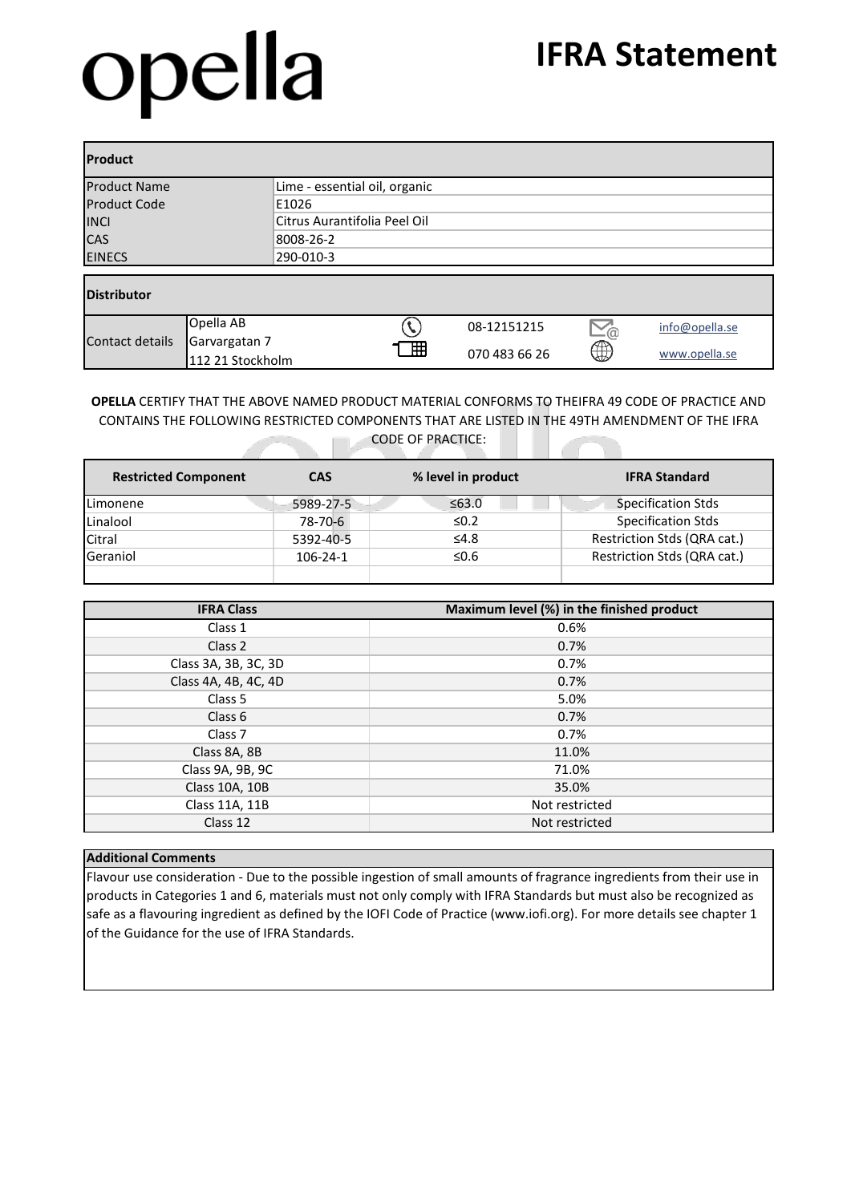# opella

# IFRA Statement

| **Product** | |
|---|---|
| Product Name | Lime - essential oil, organic |
| Product Code | E1026 |
| INCI | Citrus Aurantifolia Peel Oil |
| CAS | 8008-26-2 |
| EINECS | 290-010-3 |

| **Distributor** | | | |
|---|---|---|---|
| Contact details | Opella AB<br>Garvargatan 7<br>112 21 Stockholm | 08-12151215<br>070 483 66 26 | info@opella.se<br>www.opella.se |

**OPELLA** CERTIFY THAT THE ABOVE NAMED PRODUCT MATERIAL CONFORMS TO THEIFRA 49 CODE OF PRACTICE AND CONTAINS THE FOLLOWING RESTRICTED COMPONENTS THAT ARE LISTED IN THE 49TH AMENDMENT OF THE IFRA CODE OF PRACTICE:

| Restricted Component | CAS | % level in product | IFRA Standard |
|---|---|---|---|
| Limonene | 5989-27-5 | ≤63.0 | Specification Stds |
| Linalool | 78-70-6 | ≤0.2 | Specification Stds |
| Citral | 5392-40-5 | ≤4.8 | Restriction Stds (QRA cat.) |
| Geraniol | 106-24-1 | ≤0.6 | Restriction Stds (QRA cat.) |
| | | | |

| IFRA Class | Maximum level (%) in the finished product |
|---|---|
| Class 1 | 0.6% |
| Class 2 | 0.7% |
| Class 3A, 3B, 3C, 3D | 0.7% |
| Class 4A, 4B, 4C, 4D | 0.7% |
| Class 5 | 5.0% |
| Class 6 | 0.7% |
| Class 7 | 0.7% |
| Class 8A, 8B | 11.0% |
| Class 9A, 9B, 9C | 71.0% |
| Class 10A, 10B | 35.0% |
| Class 11A, 11B | Not restricted |
| Class 12 | Not restricted |

**Additional Comments**

Flavour use consideration - Due to the possible ingestion of small amounts of fragrance ingredients from their use in products in Categories 1 and 6, materials must not only comply with IFRA Standards but must also be recognized as safe as a flavouring ingredient as defined by the IOFI Code of Practice (www.iofi.org). For more details see chapter 1 of the Guidance for the use of IFRA Standards.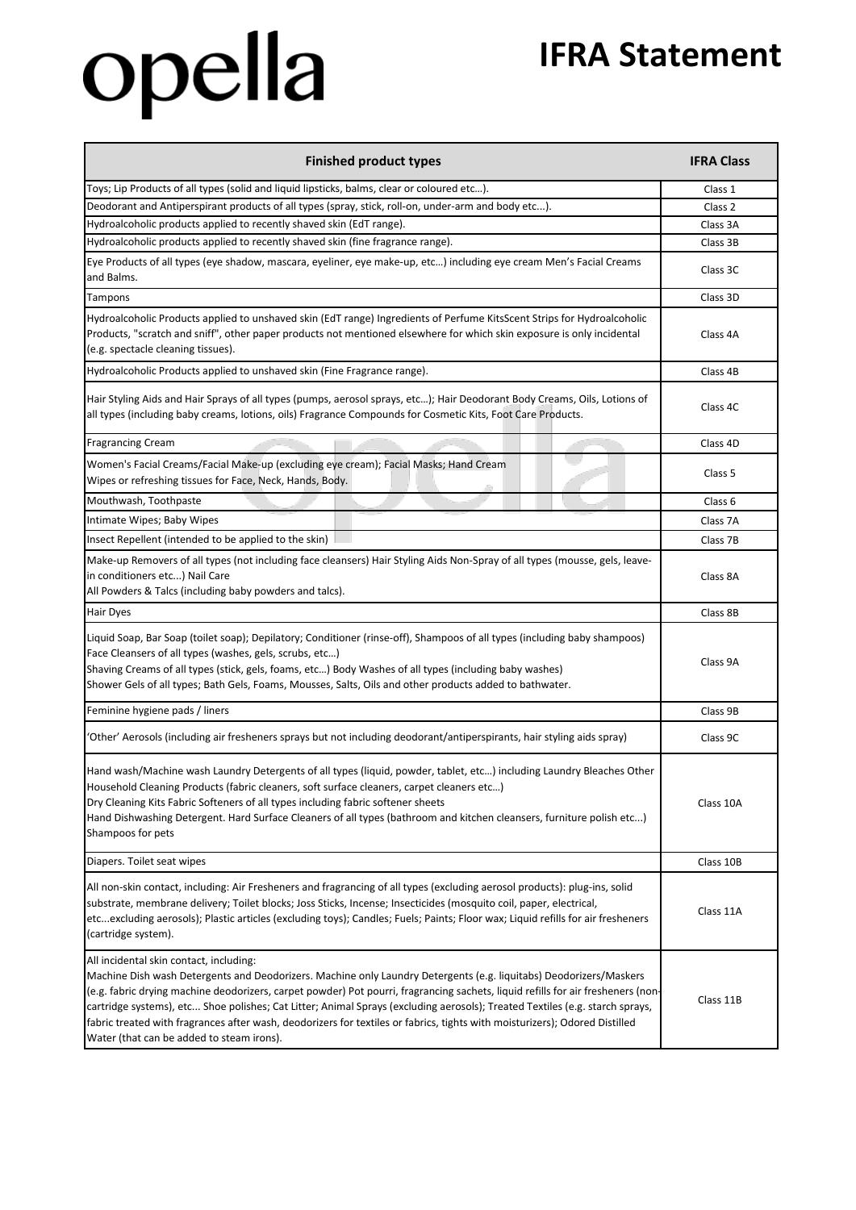# opella

# IFRA Statement

| Finished product types | IFRA Class |
|---|---|
| Toys; Lip Products of all types (solid and liquid lipsticks, balms, clear or coloured etc…). | Class 1 |
| Deodorant and Antiperspirant products of all types (spray, stick, roll-on, under-arm and body etc...). | Class 2 |
| Hydroalcoholic products applied to recently shaved skin (EdT range). | Class 3A |
| Hydroalcoholic products applied to recently shaved skin (fine fragrance range). | Class 3B |
| Eye Products of all types (eye shadow, mascara, eyeliner, eye make-up, etc…) including eye cream Men's Facial Creams and Balms. | Class 3C |
| Tampons | Class 3D |
| Hydroalcoholic Products applied to unshaved skin (EdT range) Ingredients of Perfume KitsScent Strips for Hydroalcoholic Products, "scratch and sniff", other paper products not mentioned elsewhere for which skin exposure is only incidental (e.g. spectacle cleaning tissues). | Class 4A |
| Hydroalcoholic Products applied to unshaved skin (Fine Fragrance range). | Class 4B |
| Hair Styling Aids and Hair Sprays of all types (pumps, aerosol sprays, etc…); Hair Deodorant Body Creams, Oils, Lotions of all types (including baby creams, lotions, oils) Fragrance Compounds for Cosmetic Kits, Foot Care Products. | Class 4C |
| Fragrancing Cream | Class 4D |
| Women's Facial Creams/Facial Make-up (excluding eye cream); Facial Masks; Hand Cream Wipes or refreshing tissues for Face, Neck, Hands, Body. | Class 5 |
| Mouthwash, Toothpaste | Class 6 |
| Intimate Wipes; Baby Wipes | Class 7A |
| Insect Repellent (intended to be applied to the skin) | Class 7B |
| Make-up Removers of all types (not including face cleansers) Hair Styling Aids Non-Spray of all types (mousse, gels, leave-in conditioners etc...) Nail Care<br>All Powders & Talcs (including baby powders and talcs). | Class 8A |
| Hair Dyes | Class 8B |
| Liquid Soap, Bar Soap (toilet soap); Depilatory; Conditioner (rinse-off), Shampoos of all types (including baby shampoos)<br>Face Cleansers of all types (washes, gels, scrubs, etc…)<br>Shaving Creams of all types (stick, gels, foams, etc…) Body Washes of all types (including baby washes)<br>Shower Gels of all types; Bath Gels, Foams, Mousses, Salts, Oils and other products added to bathwater. | Class 9A |
| Feminine hygiene pads / liners | Class 9B |
| 'Other' Aerosols (including air fresheners sprays but not including deodorant/antiperspirants, hair styling aids spray) | Class 9C |
| Hand wash/Machine wash Laundry Detergents of all types (liquid, powder, tablet, etc…) including Laundry Bleaches Other Household Cleaning Products (fabric cleaners, soft surface cleaners, carpet cleaners etc…)<br>Dry Cleaning Kits Fabric Softeners of all types including fabric softener sheets<br>Hand Dishwashing Detergent. Hard Surface Cleaners of all types (bathroom and kitchen cleansers, furniture polish etc...)<br>Shampoos for pets | Class 10A |
| Diapers. Toilet seat wipes | Class 10B |
| All non-skin contact, including: Air Fresheners and fragrancing of all types (excluding aerosol products): plug-ins, solid substrate, membrane delivery; Toilet blocks; Joss Sticks, Incense; Insecticides (mosquito coil, paper, electrical, etc...excluding aerosols); Plastic articles (excluding toys); Candles; Fuels; Paints; Floor wax; Liquid refills for air fresheners (cartridge system). | Class 11A |
| All incidental skin contact, including:<br>Machine Dish wash Detergents and Deodorizers. Machine only Laundry Detergents (e.g. liquitabs) Deodorizers/Maskers (e.g. fabric drying machine deodorizers, carpet powder) Pot pourri, fragrancing sachets, liquid refills for air fresheners (non-cartridge systems), etc... Shoe polishes; Cat Litter; Animal Sprays (excluding aerosols); Treated Textiles (e.g. starch sprays, fabric treated with fragrances after wash, deodorizers for textiles or fabrics, tights with moisturizers); Odored Distilled Water (that can be added to steam irons). | Class 11B |